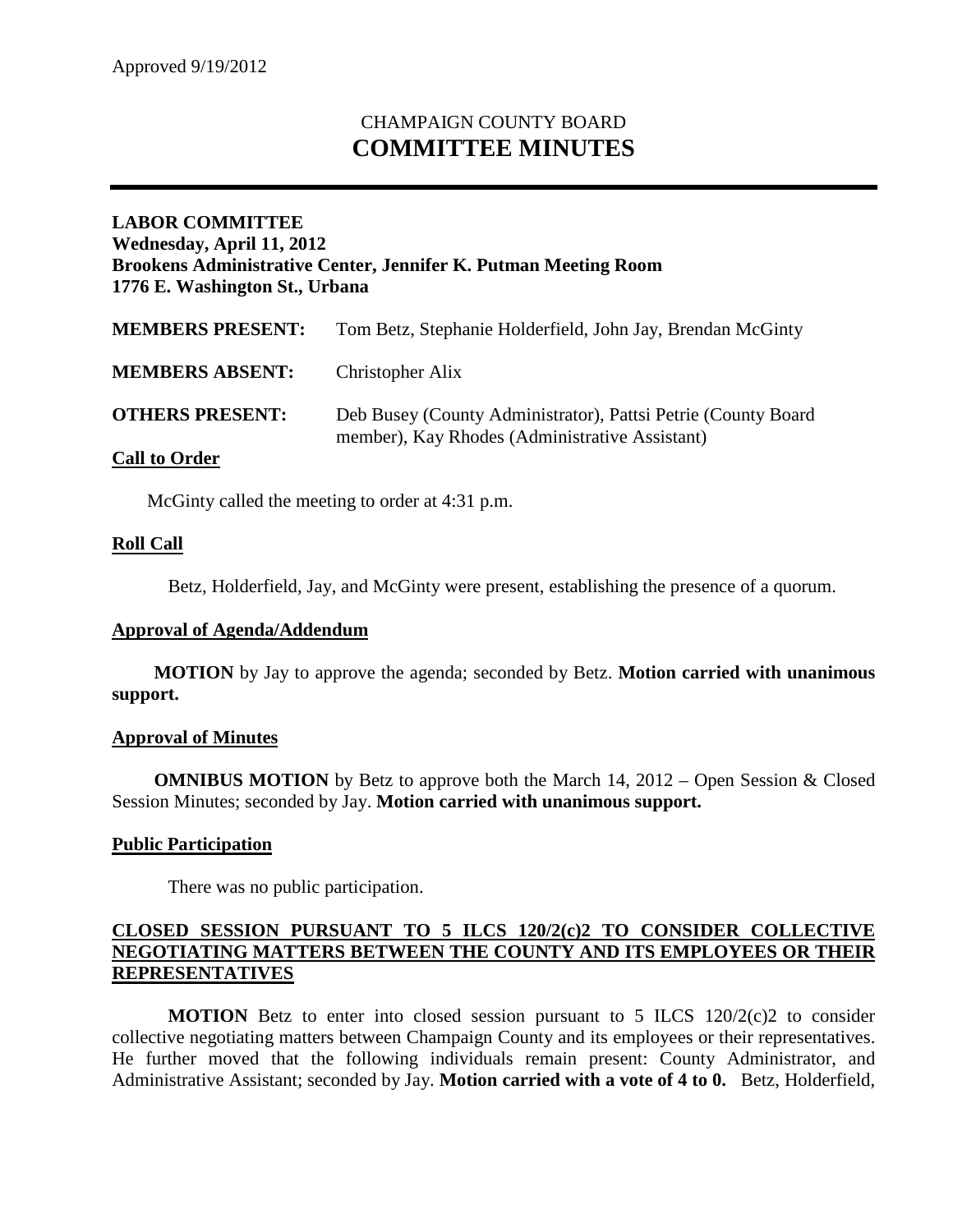Approved 9/19/2012

# CHAMPAIGN COUNTY BOARD
# COMMITTEE MINUTES

---

**LABOR COMMITTEE**
**Wednesday, April 11, 2012**
**Brookens Administrative Center, Jennifer K. Putman Meeting Room**
**1776 E. Washington St., Urbana**

| | |
|---|---|
| **MEMBERS PRESENT:** | Tom Betz, Stephanie Holderfield, John Jay, Brendan McGinty |
| **MEMBERS ABSENT:** | Christopher Alix |
| **OTHERS PRESENT:** | Deb Busey (County Administrator), Pattsi Petrie (County Board member), Kay Rhodes (Administrative Assistant) |

## Call to Order

McGinty called the meeting to order at 4:31 p.m.

## Roll Call

Betz, Holderfield, Jay, and McGinty were present, establishing the presence of a quorum.

## Approval of Agenda/Addendum

**MOTION** by Jay to approve the agenda; seconded by Betz. **Motion carried with unanimous support.**

## Approval of Minutes

**OMNIBUS MOTION** by Betz to approve both the March 14, 2012 – Open Session & Closed Session Minutes; seconded by Jay. **Motion carried with unanimous support.**

## Public Participation

There was no public participation.

## CLOSED SESSION PURSUANT TO 5 ILCS 120/2(c)2 TO CONSIDER COLLECTIVE NEGOTIATING MATTERS BETWEEN THE COUNTY AND ITS EMPLOYEES OR THEIR REPRESENTATIVES

**MOTION** Betz to enter into closed session pursuant to 5 ILCS 120/2(c)2 to consider collective negotiating matters between Champaign County and its employees or their representatives. He further moved that the following individuals remain present: County Administrator, and Administrative Assistant; seconded by Jay. **Motion carried with a vote of 4 to 0.** Betz, Holderfield,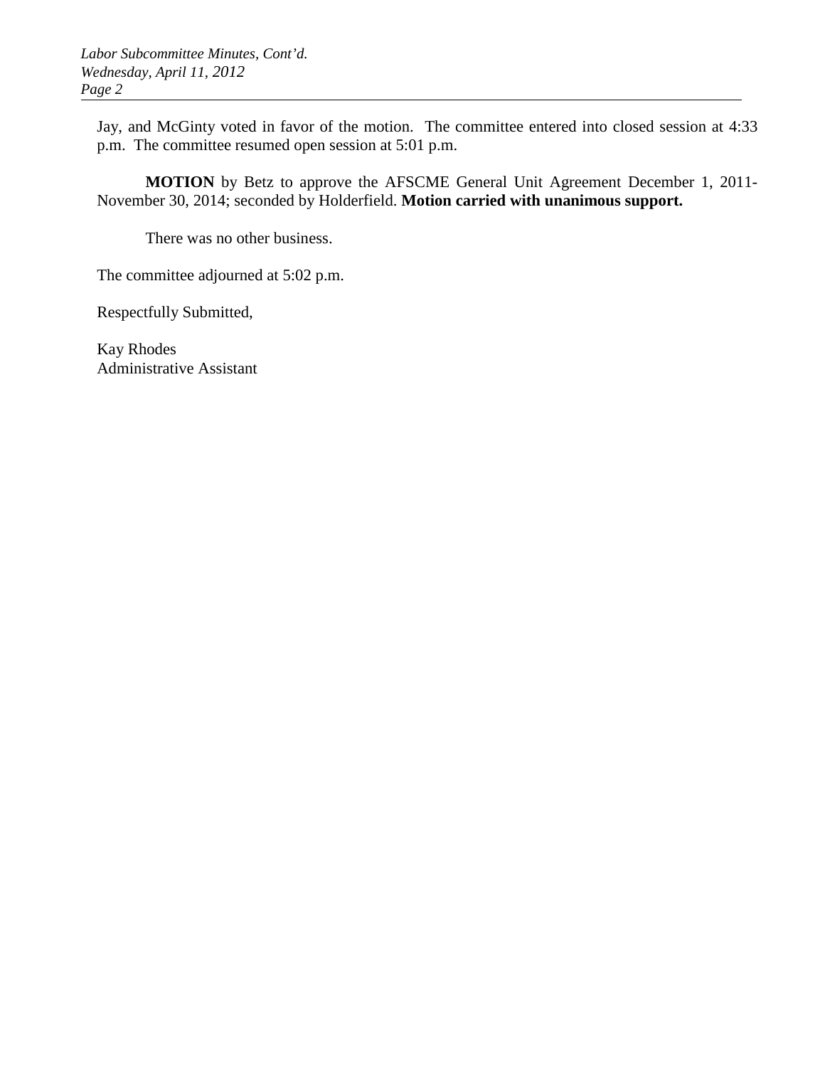Jay, and McGinty voted in favor of the motion. The committee entered into closed session at 4:33 p.m. The committee resumed open session at 5:01 p.m.

**MOTION** by Betz to approve the AFSCME General Unit Agreement December 1, 2011-November 30, 2014; seconded by Holderfield. **Motion carried with unanimous support.**

There was no other business.

The committee adjourned at 5:02 p.m.

Respectfully Submitted,

Kay Rhodes
Administrative Assistant